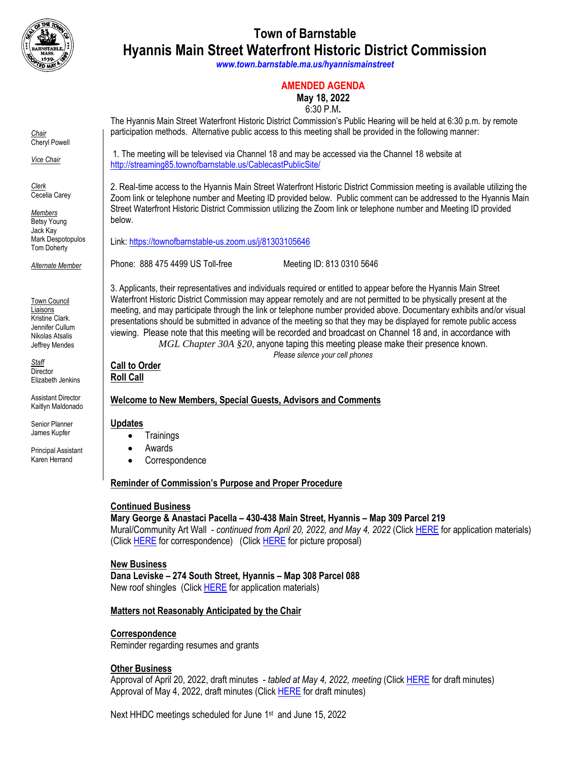# Town of Barnstable
# Hyannis Main Street Waterfront Historic District Commission

***www.town.barnstable.ma.us/hyannismainstreet***

## AMENDED AGENDA

**May 18, 2022**

6:30 P.M**.**

*Chair*
Cheryl Powell

*Vice Chair*

*Clerk*
Cecelia Carey

*Members*
Betsy Young
Jack Kay
Mark Despotopulos
Tom Doherty

*Alternate Member*

Town Council Liaisons
Kristine Clark.
Jennifer Cullum
Nikolas Atsalis
Jeffrey Mendes

*Staff*
Director
Elizabeth Jenkins

Assistant Director
Kaitlyn Maldonado

Senior Planner
James Kupfer

Principal Assistant
Karen Herrand

The Hyannis Main Street Waterfront Historic District Commission's Public Hearing will be held at 6:30 p.m. by remote participation methods. Alternative public access to this meeting shall be provided in the following manner:

1. The meeting will be televised via Channel 18 and may be accessed via the Channel 18 website at http://streaming85.townofbarnstable.us/CablecastPublicSite/

2. Real-time access to the Hyannis Main Street Waterfront Historic District Commission meeting is available utilizing the Zoom link or telephone number and Meeting ID provided below. Public comment can be addressed to the Hyannis Main Street Waterfront Historic District Commission utilizing the Zoom link or telephone number and Meeting ID provided below.

Link: https://townofbarnstable-us.zoom.us/j/81303105646

Phone: 888 475 4499 US Toll-free Meeting ID: 813 0310 5646

3. Applicants, their representatives and individuals required or entitled to appear before the Hyannis Main Street Waterfront Historic District Commission may appear remotely and are not permitted to be physically present at the meeting, and may participate through the link or telephone number provided above. Documentary exhibits and/or visual presentations should be submitted in advance of the meeting so that they may be displayed for remote public access viewing. Please note that this meeting will be recorded and broadcast on Channel 18 and, in accordance with *MGL Chapter 30A §20*, anyone taping this meeting please make their presence known.

*Please silence your cell phones*

**Call to Order**

**Roll Call**

**Welcome to New Members, Special Guests, Advisors and Comments**

**Updates**

- Trainings
- Awards
- Correspondence

**Reminder of Commission's Purpose and Proper Procedure**

**Continued Business**

**Mary George & Anastaci Pacella – 430-438 Main Street, Hyannis – Map 309 Parcel 219**
Mural/Community Art Wall - *continued from April 20, 2022, and May 4, 2022* (Click HERE for application materials) (Click HERE for correspondence) (Click HERE for picture proposal)

**New Business**

**Dana Leviske – 274 South Street, Hyannis – Map 308 Parcel 088**
New roof shingles (Click HERE for application materials)

**Matters not Reasonably Anticipated by the Chair**

**Correspondence**

Reminder regarding resumes and grants

**Other Business**

Approval of April 20, 2022, draft minutes - *tabled at May 4, 2022, meeting* (Click HERE for draft minutes)
Approval of May 4, 2022, draft minutes (Click HERE for draft minutes)

Next HHDC meetings scheduled for June 1st and June 15, 2022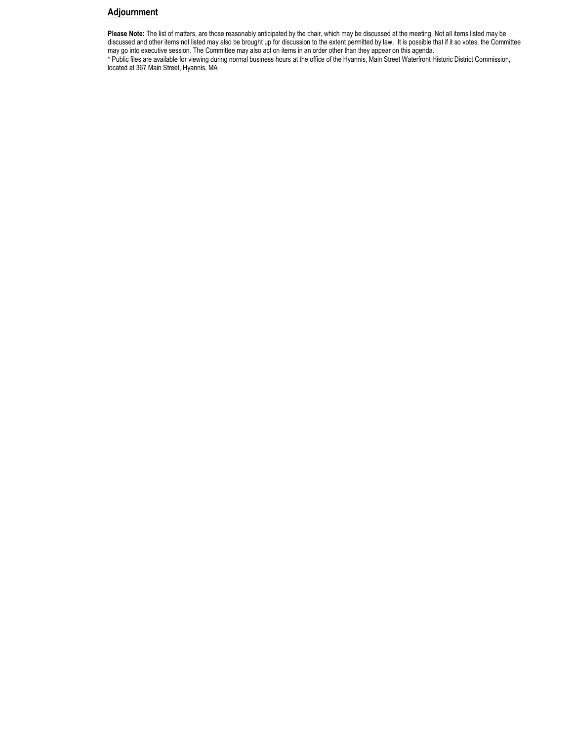## Adjournment

**Please Note:** The list of matters, are those reasonably anticipated by the chair, which may be discussed at the meeting. Not all items listed may be discussed and other items not listed may also be brought up for discussion to the extent permitted by law. It is possible that if it so votes, the Committee may go into executive session. The Committee may also act on items in an order other than they appear on this agenda.
* Public files are available for viewing during normal business hours at the office of the Hyannis, Main Street Waterfront Historic District Commission, located at 367 Main Street, Hyannis, MA